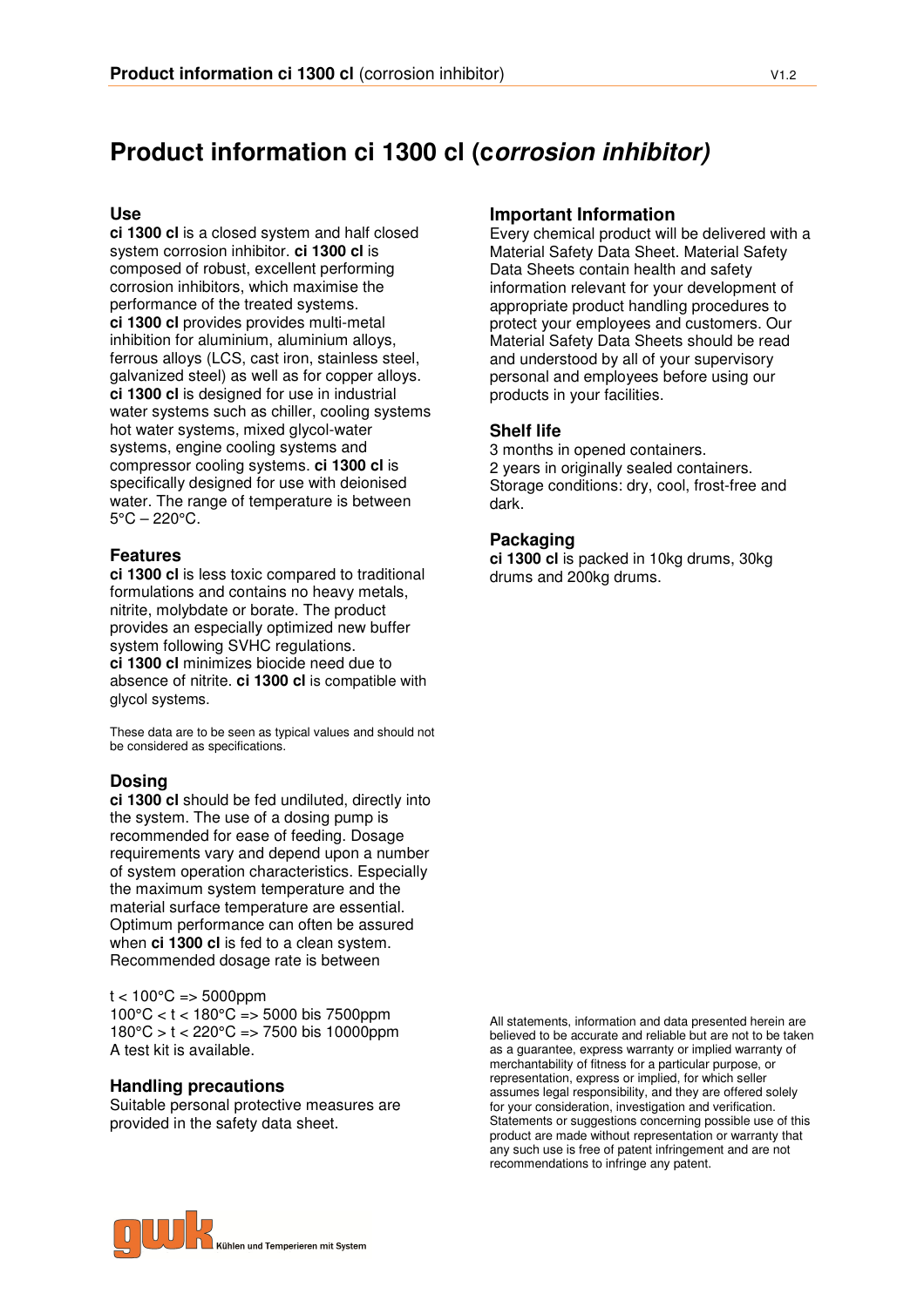# Product information ci 1300 cl (c*orrosion inhibitor)*

## Use

**ci 1300 cl** is a closed system and half closed system corrosion inhibitor. **ci 1300 cl** is composed of robust, excellent performing corrosion inhibitors, which maximise the performance of the treated systems.
**ci 1300 cl** provides provides multi-metal inhibition for aluminium, aluminium alloys, ferrous alloys (LCS, cast iron, stainless steel, galvanized steel) as well as for copper alloys.
**ci 1300 cl** is designed for use in industrial water systems such as chiller, cooling systems hot water systems, mixed glycol-water systems, engine cooling systems and compressor cooling systems. **ci 1300 cl** is specifically designed for use with deionised water. The range of temperature is between 5°C – 220°C.

## Features

**ci 1300 cl** is less toxic compared to traditional formulations and contains no heavy metals, nitrite, molybdate or borate. The product provides an especially optimized new buffer system following SVHC regulations.
**ci 1300 cl** minimizes biocide need due to absence of nitrite. **ci 1300 cl** is compatible with glycol systems.

These data are to be seen as typical values and should not be considered as specifications.

## Dosing

**ci 1300 cl** should be fed undiluted, directly into the system. The use of a dosing pump is recommended for ease of feeding. Dosage requirements vary and depend upon a number of system operation characteristics. Especially the maximum system temperature and the material surface temperature are essential. Optimum performance can often be assured when **ci 1300 cl** is fed to a clean system. Recommended dosage rate is between

t < 100°C => 5000ppm
100°C < t < 180°C => 5000 bis 7500ppm
180°C > t < 220°C => 7500 bis 10000ppm
A test kit is available.

## Handling precautions

Suitable personal protective measures are provided in the safety data sheet.

## Important Information

Every chemical product will be delivered with a Material Safety Data Sheet. Material Safety Data Sheets contain health and safety information relevant for your development of appropriate product handling procedures to protect your employees and customers. Our Material Safety Data Sheets should be read and understood by all of your supervisory personal and employees before using our products in your facilities.

## Shelf life

3 months in opened containers.
2 years in originally sealed containers.
Storage conditions: dry, cool, frost-free and dark.

## Packaging

**ci 1300 cl** is packed in 10kg drums, 30kg drums and 200kg drums.

All statements, information and data presented herein are believed to be accurate and reliable but are not to be taken as a guarantee, express warranty or implied warranty of merchantability of fitness for a particular purpose, or representation, express or implied, for which seller assumes legal responsibility, and they are offered solely for your consideration, investigation and verification. Statements or suggestions concerning possible use of this product are made without representation or warranty that any such use is free of patent infringement and are not recommendations to infringe any patent.

gwk Kühlen und Temperieren mit System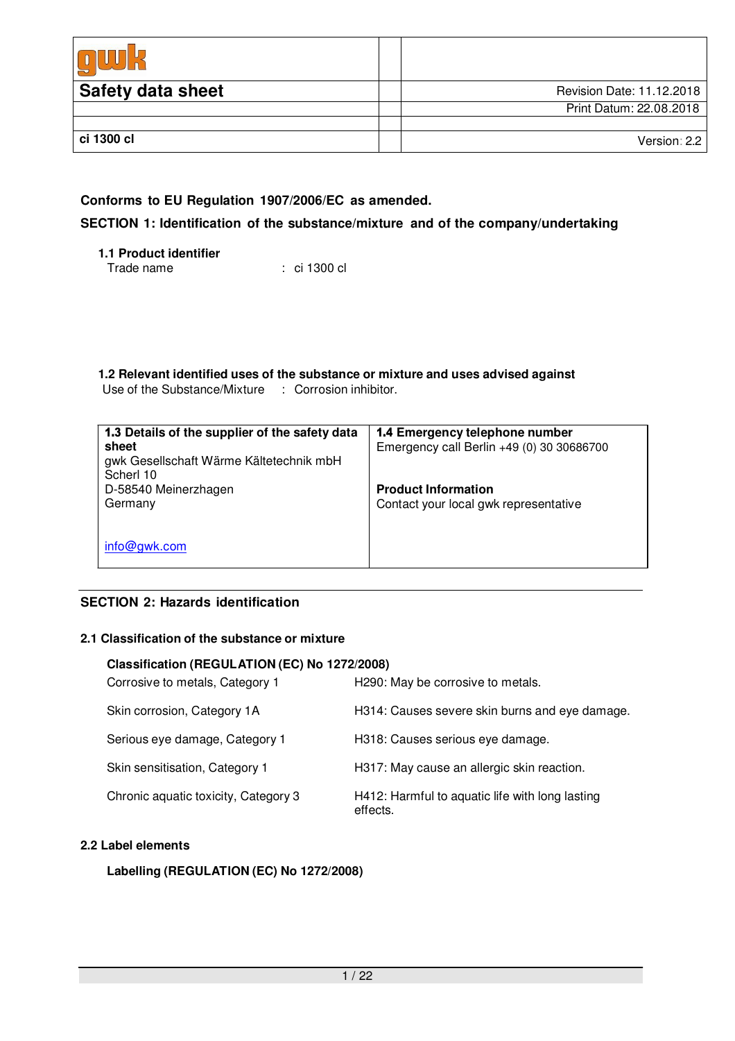| **Safety data sheet** | Revision Date: 11.12.2018 |
|---|---|
| | Print Datum: 22.08.2018 |
| **ci 1300 cl** | Version: 2.2 |

**Conforms to EU Regulation 1907/2006/EC as amended.**

## SECTION 1: Identification of the substance/mixture and of the company/undertaking

### 1.1 Product identifier

Trade name : ci 1300 cl

### 1.2 Relevant identified uses of the substance or mixture and uses advised against

Use of the Substance/Mixture : Corrosion inhibitor.

| **1.3 Details of the supplier of the safety data sheet** | **1.4 Emergency telephone number** |
|---|---|
| gwk Gesellschaft Wärme Kältetechnik mbH<br>Scherl 10<br>D-58540 Meinerzhagen<br>Germany<br><br>info@gwk.com | Emergency call Berlin +49 (0) 30 30686700<br><br>**Product Information**<br>Contact your local gwk representative |

## SECTION 2: Hazards identification

### 2.1 Classification of the substance or mixture

**Classification (REGULATION (EC) No 1272/2008)**

| | |
|---|---|
| Corrosive to metals, Category 1 | H290: May be corrosive to metals. |
| Skin corrosion, Category 1A | H314: Causes severe skin burns and eye damage. |
| Serious eye damage, Category 1 | H318: Causes serious eye damage. |
| Skin sensitisation, Category 1 | H317: May cause an allergic skin reaction. |
| Chronic aquatic toxicity, Category 3 | H412: Harmful to aquatic life with long lasting effects. |

### 2.2 Label elements

**Labelling (REGULATION (EC) No 1272/2008)**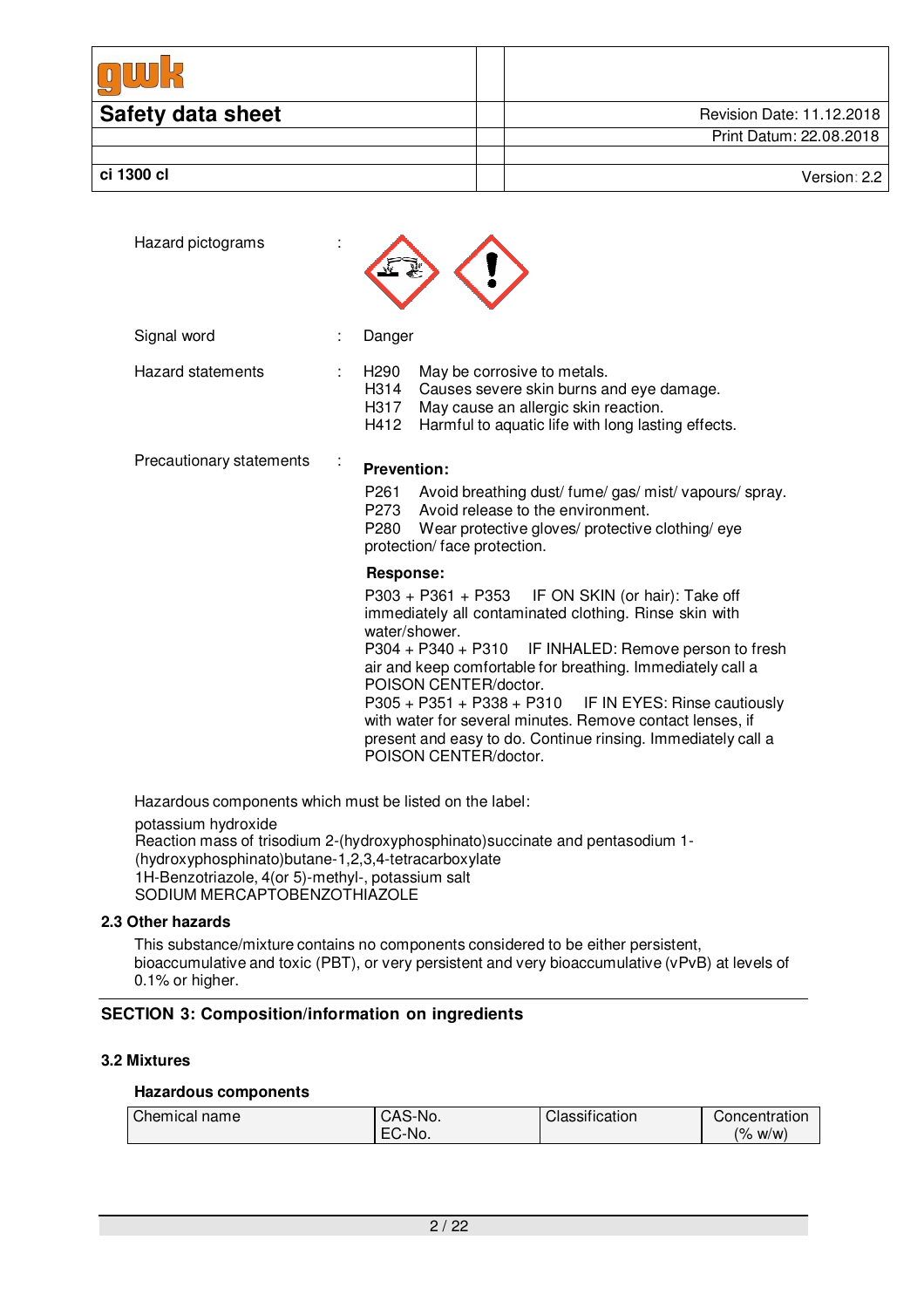Hazard pictograms :

Signal word : Danger

Hazard statements :

H290 May be corrosive to metals.
H314 Causes severe skin burns and eye damage.
H317 May cause an allergic skin reaction.
H412 Harmful to aquatic life with long lasting effects.

Precautionary statements :

**Prevention:**

P261 Avoid breathing dust/ fume/ gas/ mist/ vapours/ spray.
P273 Avoid release to the environment.
P280 Wear protective gloves/ protective clothing/ eye protection/ face protection.

**Response:**

P303 + P361 + P353 IF ON SKIN (or hair): Take off immediately all contaminated clothing. Rinse skin with water/shower.
P304 + P340 + P310 IF INHALED: Remove person to fresh air and keep comfortable for breathing. Immediately call a POISON CENTER/doctor.
P305 + P351 + P338 + P310 IF IN EYES: Rinse cautiously with water for several minutes. Remove contact lenses, if present and easy to do. Continue rinsing. Immediately call a POISON CENTER/doctor.

Hazardous components which must be listed on the label:

potassium hydroxide
Reaction mass of trisodium 2-(hydroxyphosphinato)succinate and pentasodium 1-(hydroxyphosphinato)butane-1,2,3,4-tetracarboxylate
1H-Benzotriazole, 4(or 5)-methyl-, potassium salt
SODIUM MERCAPTOBENZOTHIAZOLE

### 2.3 Other hazards

This substance/mixture contains no components considered to be either persistent, bioaccumulative and toxic (PBT), or very persistent and very bioaccumulative (vPvB) at levels of 0.1% or higher.

## SECTION 3: Composition/information on ingredients

### 3.2 Mixtures

**Hazardous components**

| Chemical name | CAS-No. EC-No. | Classification | Concentration (% w/w) |
|---|---|---|---|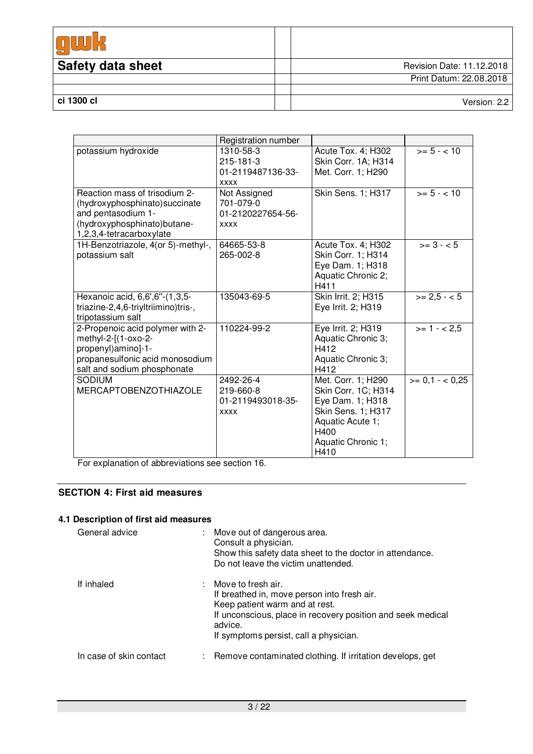| | Registration number | | |
|---|---|---|---|
| potassium hydroxide | 1310-58-3<br>215-181-3<br>01-2119487136-33-xxxx | Acute Tox. 4; H302<br>Skin Corr. 1A; H314<br>Met. Corr. 1; H290 | >= 5 - < 10 |
| Reaction mass of trisodium 2-(hydroxyphosphinato)succinate and pentasodium 1-(hydroxyphosphinato)butane-1,2,3,4-tetracarboxylate | Not Assigned<br>701-079-0<br>01-2120227654-56-xxxx | Skin Sens. 1; H317 | >= 5 - < 10 |
| 1H-Benzotriazole, 4(or 5)-methyl-, potassium salt | 64665-53-8<br>265-002-8 | Acute Tox. 4; H302<br>Skin Corr. 1; H314<br>Eye Dam. 1; H318<br>Aquatic Chronic 2; H411 | >= 3 - < 5 |
| Hexanoic acid, 6,6',6''-(1,3,5-triazine-2,4,6-triyltriimino)tris-, tripotassium salt | 135043-69-5 | Skin Irrit. 2; H315<br>Eye Irrit. 2; H319 | >= 2,5 - < 5 |
| 2-Propenoic acid polymer with 2-methyl-2-[(1-oxo-2-propenyl)amino]-1-propanesulfonic acid monosodium salt and sodium phosphonate | 110224-99-2 | Eye Irrit. 2; H319<br>Aquatic Chronic 3; H412<br>Aquatic Chronic 3; H412 | >= 1 - < 2,5 |
| SODIUM MERCAPTOBENZOTHIAZOLE | 2492-26-4<br>219-660-8<br>01-2119493018-35-xxxx | Met. Corr. 1; H290<br>Skin Corr. 1C; H314<br>Eye Dam. 1; H318<br>Skin Sens. 1; H317<br>Aquatic Acute 1; H400<br>Aquatic Chronic 1; H410 | >= 0,1 - < 0,25 |

For explanation of abbreviations see section 16.

## SECTION 4: First aid measures

### 4.1 Description of first aid measures

General advice : Move out of dangerous area.
Consult a physician.
Show this safety data sheet to the doctor in attendance.
Do not leave the victim unattended.

If inhaled : Move to fresh air.
If breathed in, move person into fresh air.
Keep patient warm and at rest.
If unconscious, place in recovery position and seek medical advice.
If symptoms persist, call a physician.

In case of skin contact : Remove contaminated clothing. If irritation develops, get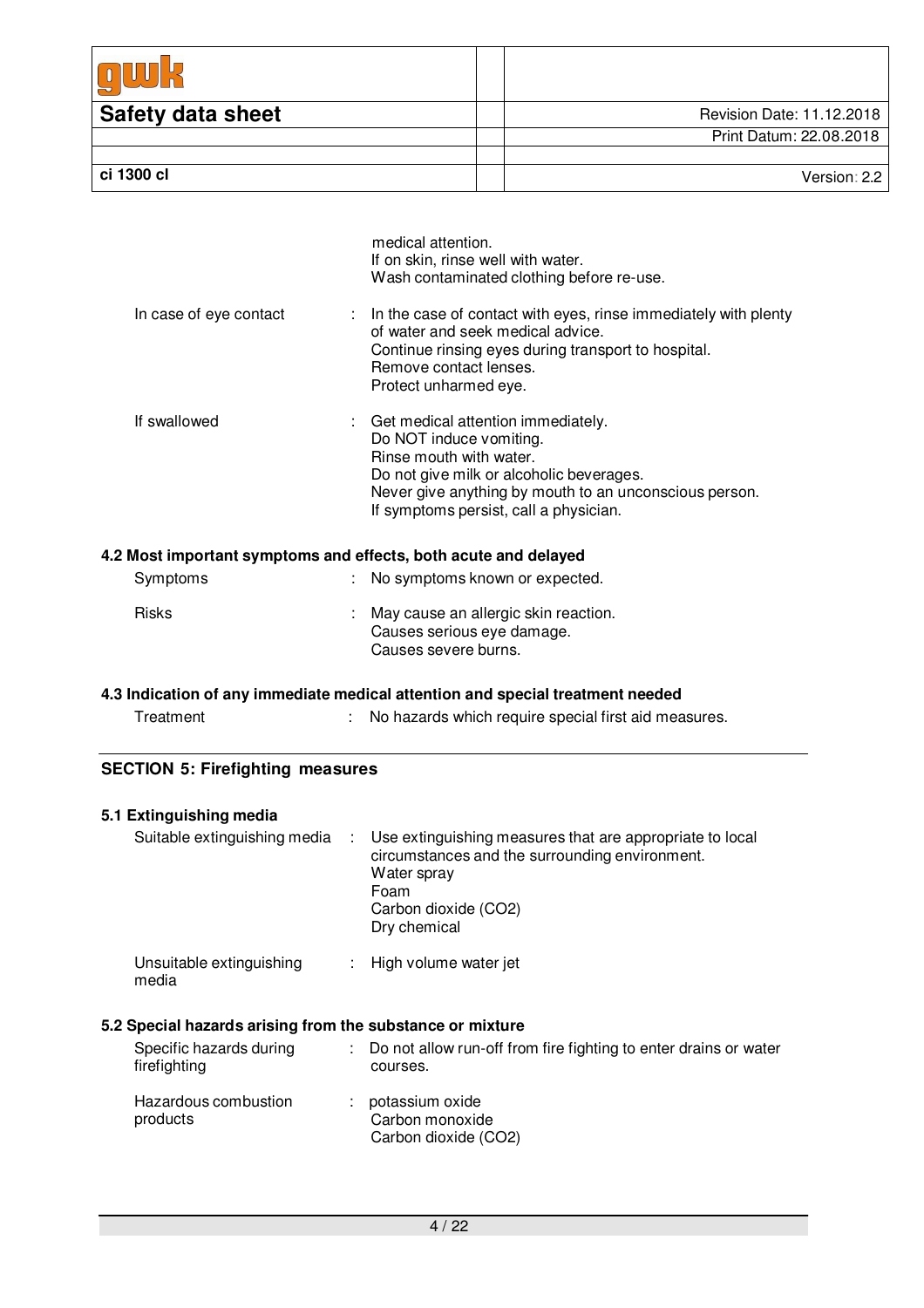medical attention.
If on skin, rinse well with water.
Wash contaminated clothing before re-use.

| | | |
|---|---|---|
| In case of eye contact | : | In the case of contact with eyes, rinse immediately with plenty of water and seek medical advice.<br>Continue rinsing eyes during transport to hospital.<br>Remove contact lenses.<br>Protect unharmed eye. |
| If swallowed | : | Get medical attention immediately.<br>Do NOT induce vomiting.<br>Rinse mouth with water.<br>Do not give milk or alcoholic beverages.<br>Never give anything by mouth to an unconscious person.<br>If symptoms persist, call a physician. |

### 4.2 Most important symptoms and effects, both acute and delayed

| | | |
|---|---|---|
| Symptoms | : | No symptoms known or expected. |
| Risks | : | May cause an allergic skin reaction.<br>Causes serious eye damage.<br>Causes severe burns. |

### 4.3 Indication of any immediate medical attention and special treatment needed

| | | |
|---|---|---|
| Treatment | : | No hazards which require special first aid measures. |

## SECTION 5: Firefighting measures

### 5.1 Extinguishing media

| | | |
|---|---|---|
| Suitable extinguishing media | : | Use extinguishing measures that are appropriate to local circumstances and the surrounding environment.<br>Water spray<br>Foam<br>Carbon dioxide ($CO_2$)<br>Dry chemical |
| Unsuitable extinguishing media | : | High volume water jet |

### 5.2 Special hazards arising from the substance or mixture

| | | |
|---|---|---|
| Specific hazards during firefighting | : | Do not allow run-off from fire fighting to enter drains or water courses. |
| Hazardous combustion products | : | potassium oxide<br>Carbon monoxide<br>Carbon dioxide ($CO_2$) |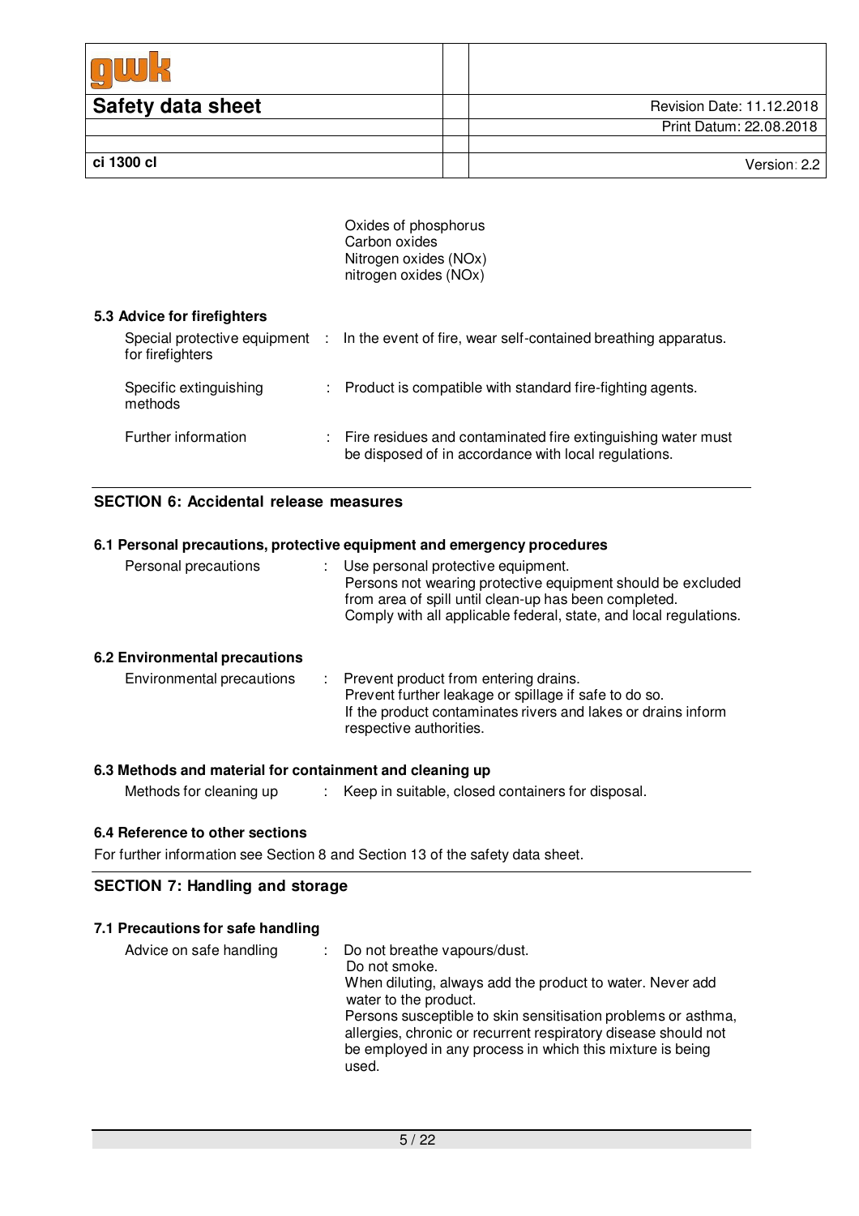Oxides of phosphorus
Carbon oxides
Nitrogen oxides (NOx)
nitrogen oxides (NOx)

### 5.3 Advice for firefighters

| | | |
|---|---|---|
| Special protective equipment for firefighters | : | In the event of fire, wear self-contained breathing apparatus. |
| Specific extinguishing methods | : | Product is compatible with standard fire-fighting agents. |
| Further information | : | Fire residues and contaminated fire extinguishing water must be disposed of in accordance with local regulations. |

## SECTION 6: Accidental release measures

### 6.1 Personal precautions, protective equipment and emergency procedures

| | | |
|---|---|---|
| Personal precautions | : | Use personal protective equipment.<br>Persons not wearing protective equipment should be excluded from area of spill until clean-up has been completed.<br>Comply with all applicable federal, state, and local regulations. |

### 6.2 Environmental precautions

| | | |
|---|---|---|
| Environmental precautions | : | Prevent product from entering drains.<br>Prevent further leakage or spillage if safe to do so.<br>If the product contaminates rivers and lakes or drains inform respective authorities. |

### 6.3 Methods and material for containment and cleaning up

| | | |
|---|---|---|
| Methods for cleaning up | : | Keep in suitable, closed containers for disposal. |

### 6.4 Reference to other sections

For further information see Section 8 and Section 13 of the safety data sheet.

## SECTION 7: Handling and storage

### 7.1 Precautions for safe handling

| | | |
|---|---|---|
| Advice on safe handling | : | Do not breathe vapours/dust.<br>Do not smoke.<br>When diluting, always add the product to water. Never add water to the product.<br>Persons susceptible to skin sensitisation problems or asthma, allergies, chronic or recurrent respiratory disease should not be employed in any process in which this mixture is being used. |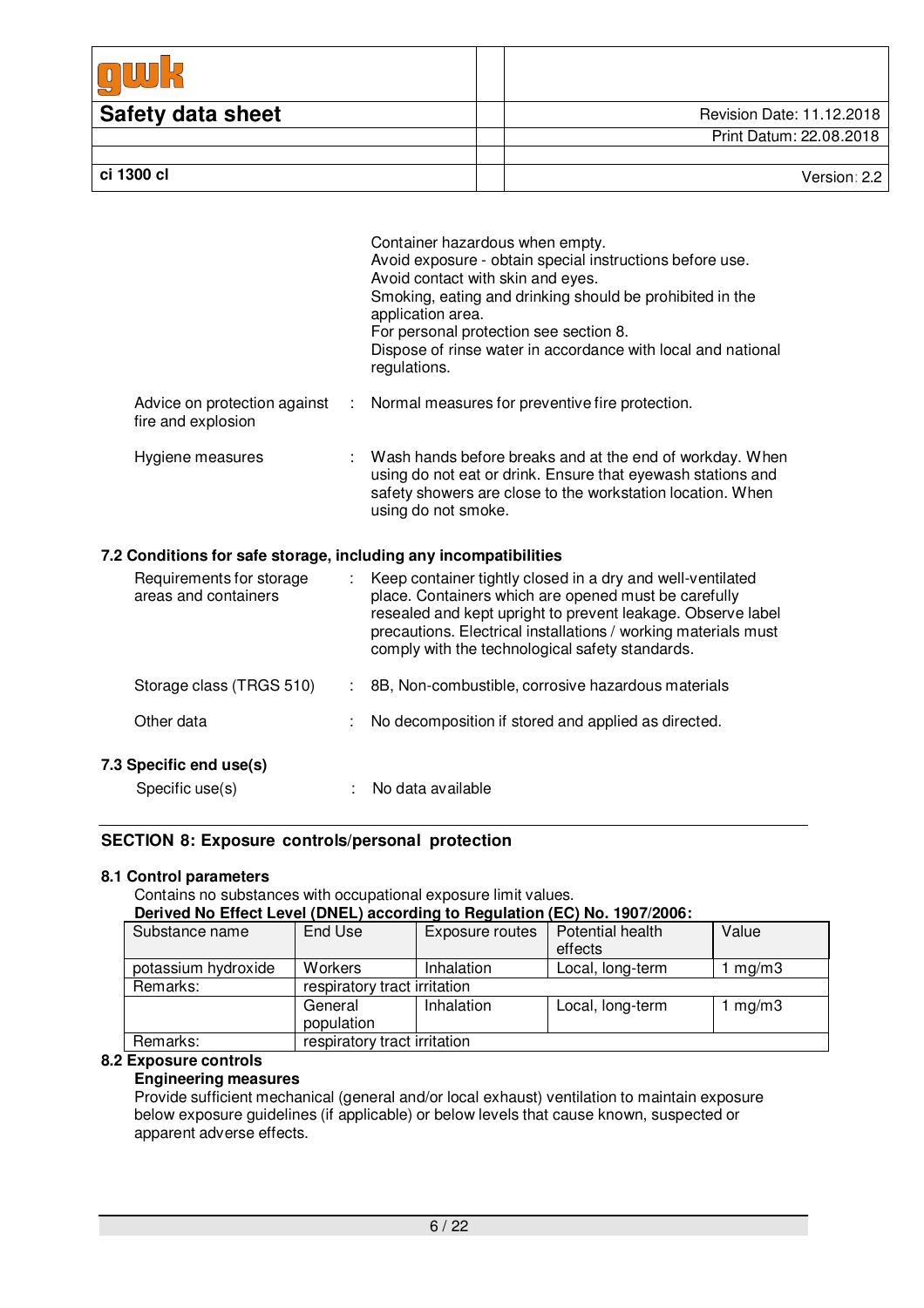Container hazardous when empty.
Avoid exposure - obtain special instructions before use.
Avoid contact with skin and eyes.
Smoking, eating and drinking should be prohibited in the application area.
For personal protection see section 8.
Dispose of rinse water in accordance with local and national regulations.

Advice on protection against fire and explosion : Normal measures for preventive fire protection.

Hygiene measures : Wash hands before breaks and at the end of workday. When using do not eat or drink. Ensure that eyewash stations and safety showers are close to the workstation location. When using do not smoke.

### 7.2 Conditions for safe storage, including any incompatibilities

Requirements for storage areas and containers : Keep container tightly closed in a dry and well-ventilated place. Containers which are opened must be carefully resealed and kept upright to prevent leakage. Observe label precautions. Electrical installations / working materials must comply with the technological safety standards.

Storage class (TRGS 510) : 8B, Non-combustible, corrosive hazardous materials

Other data : No decomposition if stored and applied as directed.

### 7.3 Specific end use(s)

Specific use(s) : No data available

## SECTION 8: Exposure controls/personal protection

### 8.1 Control parameters

Contains no substances with occupational exposure limit values.

**Derived No Effect Level (DNEL) according to Regulation (EC) No. 1907/2006:**

| Substance name | End Use | Exposure routes | Potential health effects | Value |
|---|---|---|---|---|
| potassium hydroxide | Workers | Inhalation | Local, long-term | 1 mg/m3 |
| Remarks: | respiratory tract irritation | | | |
| | General population | Inhalation | Local, long-term | 1 mg/m3 |
| Remarks: | respiratory tract irritation | | | |

### 8.2 Exposure controls

**Engineering measures**

Provide sufficient mechanical (general and/or local exhaust) ventilation to maintain exposure below exposure guidelines (if applicable) or below levels that cause known, suspected or apparent adverse effects.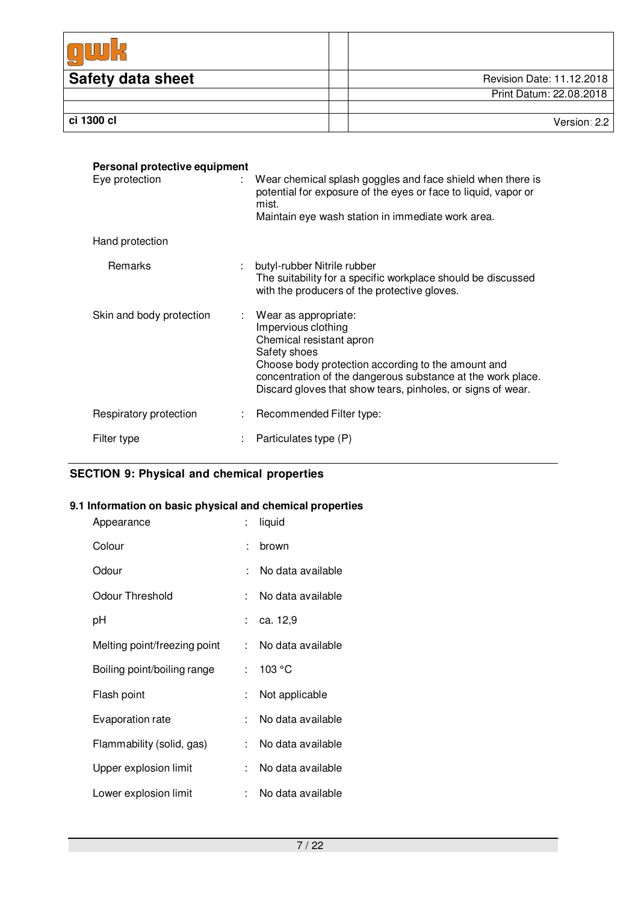**Personal protective equipment**

| | | |
|---|---|---|
| Eye protection | : | Wear chemical splash goggles and face shield when there is potential for exposure of the eyes or face to liquid, vapor or mist.<br>Maintain eye wash station in immediate work area. |
| Hand protection | | |
| Remarks | : | butyl-rubber Nitrile rubber<br>The suitability for a specific workplace should be discussed with the producers of the protective gloves. |
| Skin and body protection | : | Wear as appropriate:<br>Impervious clothing<br>Chemical resistant apron<br>Safety shoes<br>Choose body protection according to the amount and concentration of the dangerous substance at the work place.<br>Discard gloves that show tears, pinholes, or signs of wear. |
| Respiratory protection | : | Recommended Filter type: |
| Filter type | : | Particulates type (P) |

## SECTION 9: Physical and chemical properties

### 9.1 Information on basic physical and chemical properties

| | | |
|---|---|---|
| Appearance | : | liquid |
| Colour | : | brown |
| Odour | : | No data available |
| Odour Threshold | : | No data available |
| pH | : | ca. 12,9 |
| Melting point/freezing point | : | No data available |
| Boiling point/boiling range | : | 103 °C |
| Flash point | : | Not applicable |
| Evaporation rate | : | No data available |
| Flammability (solid, gas) | : | No data available |
| Upper explosion limit | : | No data available |
| Lower explosion limit | : | No data available |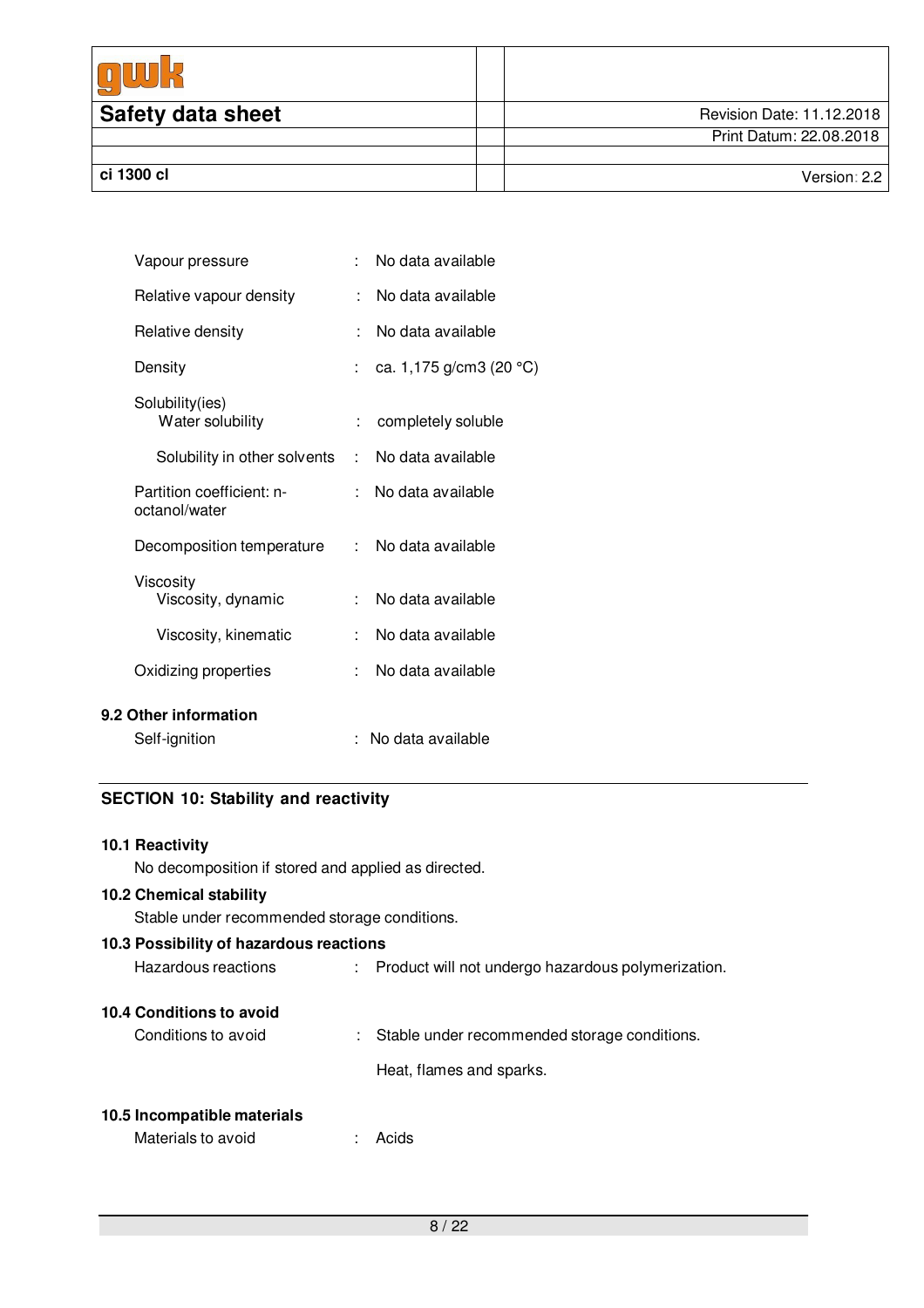| | | |
|---|---|---|
| Vapour pressure | : | No data available |
| Relative vapour density | : | No data available |
| Relative density | : | No data available |
| Density | : | ca. 1,175 g/cm3 (20 °C) |
| Solubility(ies) | | |
| Water solubility | : | completely soluble |
| Solubility in other solvents | : | No data available |
| Partition coefficient: n-octanol/water | : | No data available |
| Decomposition temperature | : | No data available |
| Viscosity | | |
| Viscosity, dynamic | : | No data available |
| Viscosity, kinematic | : | No data available |
| Oxidizing properties | : | No data available |

### 9.2 Other information

Self-ignition : No data available

## SECTION 10: Stability and reactivity

### 10.1 Reactivity

No decomposition if stored and applied as directed.

### 10.2 Chemical stability

Stable under recommended storage conditions.

### 10.3 Possibility of hazardous reactions

Hazardous reactions : Product will not undergo hazardous polymerization.

### 10.4 Conditions to avoid

Conditions to avoid : Stable under recommended storage conditions.

Heat, flames and sparks.

### 10.5 Incompatible materials

Materials to avoid : Acids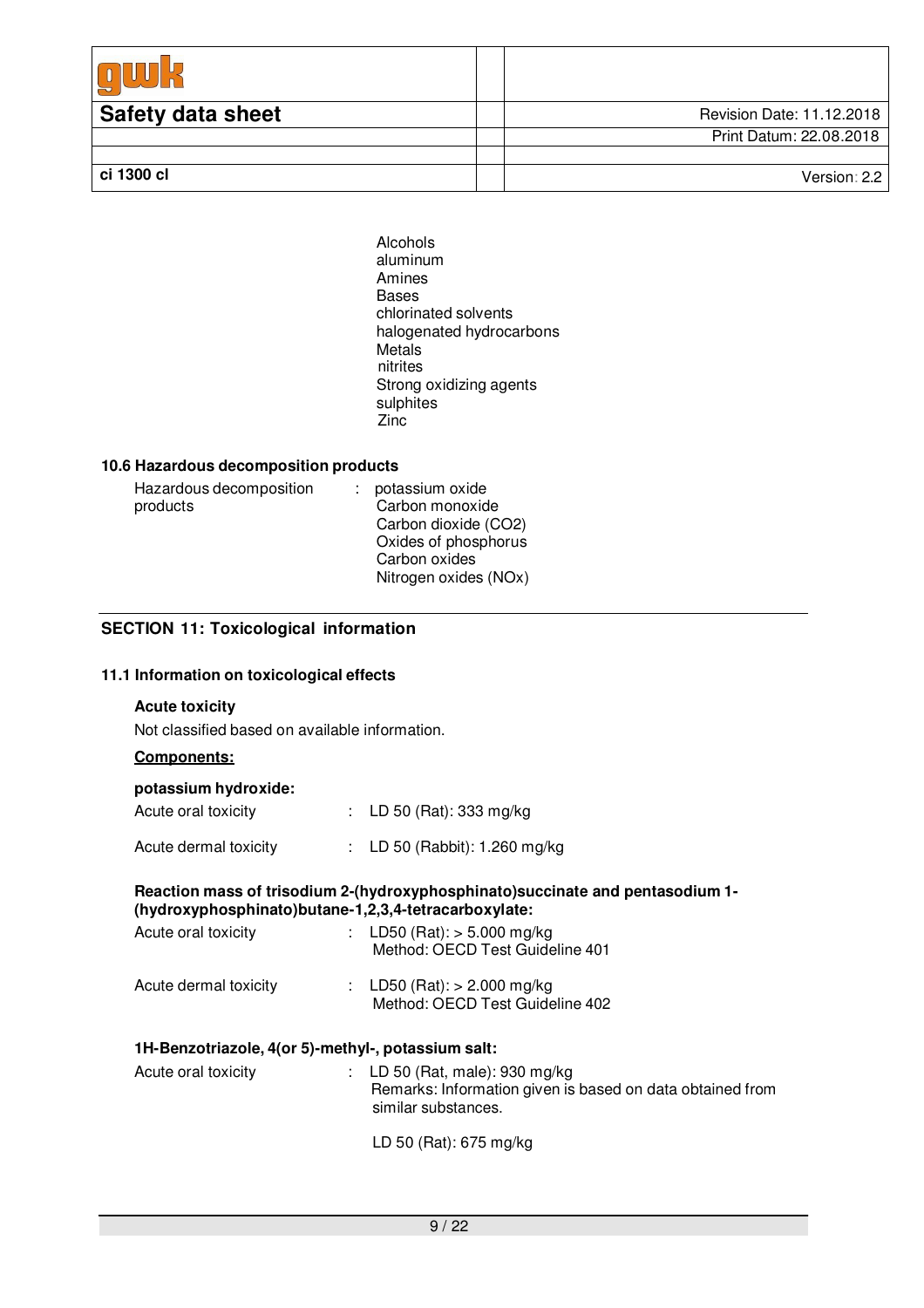Alcohols
aluminum
Amines
Bases
chlorinated solvents
halogenated hydrocarbons
Metals
nitrites
Strong oxidizing agents
sulphites
Zinc

### 10.6 Hazardous decomposition products

Hazardous decomposition products : potassium oxide
Carbon monoxide
Carbon dioxide ($CO_2$)
Oxides of phosphorus
Carbon oxides
Nitrogen oxides ($NO_x$)

## SECTION 11: Toxicological information

### 11.1 Information on toxicological effects

**Acute toxicity**

Not classified based on available information.

**Components:**

**potassium hydroxide:**

Acute oral toxicity : LD 50 (Rat): 333 mg/kg

Acute dermal toxicity : LD 50 (Rabbit): 1.260 mg/kg

**Reaction mass of trisodium 2-(hydroxyphosphinato)succinate and pentasodium 1-(hydroxyphosphinato)butane-1,2,3,4-tetracarboxylate:**

Acute oral toxicity : LD50 (Rat): > 5.000 mg/kg
Method: OECD Test Guideline 401

Acute dermal toxicity : LD50 (Rat): > 2.000 mg/kg
Method: OECD Test Guideline 402

**1H-Benzotriazole, 4(or 5)-methyl-, potassium salt:**

Acute oral toxicity : LD 50 (Rat, male): 930 mg/kg
Remarks: Information given is based on data obtained from similar substances.

LD 50 (Rat): 675 mg/kg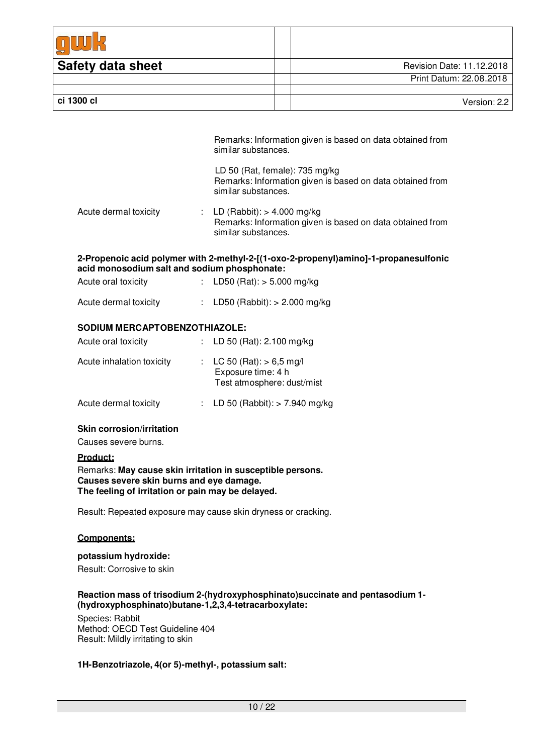Remarks: Information given is based on data obtained from similar substances.

LD 50 (Rat, female): 735 mg/kg
Remarks: Information given is based on data obtained from similar substances.

Acute dermal toxicity : LD (Rabbit): > 4.000 mg/kg
Remarks: Information given is based on data obtained from similar substances.

**2-Propenoic acid polymer with 2-methyl-2-[(1-oxo-2-propenyl)amino]-1-propanesulfonic acid monosodium salt and sodium phosphonate:**

Acute oral toxicity : LD50 (Rat): > 5.000 mg/kg

Acute dermal toxicity : LD50 (Rabbit): > 2.000 mg/kg

**SODIUM MERCAPTOBENZOTHIAZOLE:**

Acute oral toxicity : LD 50 (Rat): 2.100 mg/kg

Acute inhalation toxicity : LC 50 (Rat): > 6,5 mg/l
Exposure time: 4 h
Test atmosphere: dust/mist

Acute dermal toxicity : LD 50 (Rabbit): > 7.940 mg/kg

**Skin corrosion/irritation**

Causes severe burns.

**Product:**

Remarks: **May cause skin irritation in susceptible persons.**
**Causes severe skin burns and eye damage.**
**The feeling of irritation or pain may be delayed.**

Result: Repeated exposure may cause skin dryness or cracking.

**Components:**

**potassium hydroxide:**

Result: Corrosive to skin

**Reaction mass of trisodium 2-(hydroxyphosphinato)succinate and pentasodium 1-(hydroxyphosphinato)butane-1,2,3,4-tetracarboxylate:**

Species: Rabbit
Method: OECD Test Guideline 404
Result: Mildly irritating to skin

**1H-Benzotriazole, 4(or 5)-methyl-, potassium salt:**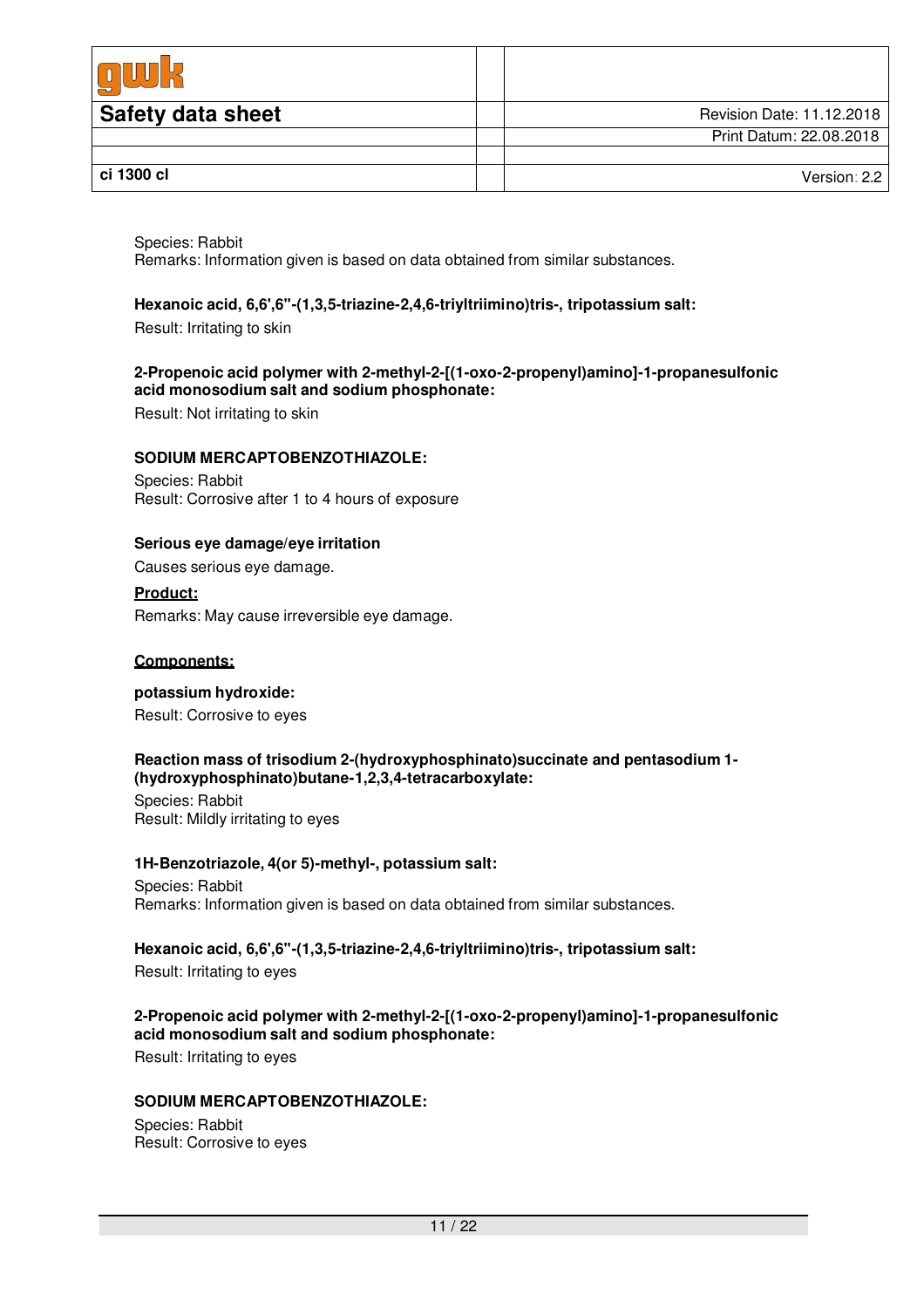Species: Rabbit
Remarks: Information given is based on data obtained from similar substances.

**Hexanoic acid, 6,6',6''-(1,3,5-triazine-2,4,6-triyltriimino)tris-, tripotassium salt:**

Result: Irritating to skin

**2-Propenoic acid polymer with 2-methyl-2-[(1-oxo-2-propenyl)amino]-1-propanesulfonic acid monosodium salt and sodium phosphonate:**

Result: Not irritating to skin

**SODIUM MERCAPTOBENZOTHIAZOLE:**

Species: Rabbit
Result: Corrosive after 1 to 4 hours of exposure

**Serious eye damage/eye irritation**

Causes serious eye damage.

**Product:**

Remarks: May cause irreversible eye damage.

**Components:**

**potassium hydroxide:**

Result: Corrosive to eyes

**Reaction mass of trisodium 2-(hydroxyphosphinato)succinate and pentasodium 1-(hydroxyphosphinato)butane-1,2,3,4-tetracarboxylate:**

Species: Rabbit
Result: Mildly irritating to eyes

**1H-Benzotriazole, 4(or 5)-methyl-, potassium salt:**

Species: Rabbit
Remarks: Information given is based on data obtained from similar substances.

**Hexanoic acid, 6,6',6''-(1,3,5-triazine-2,4,6-triyltriimino)tris-, tripotassium salt:**

Result: Irritating to eyes

**2-Propenoic acid polymer with 2-methyl-2-[(1-oxo-2-propenyl)amino]-1-propanesulfonic acid monosodium salt and sodium phosphonate:**

Result: Irritating to eyes

**SODIUM MERCAPTOBENZOTHIAZOLE:**

Species: Rabbit
Result: Corrosive to eyes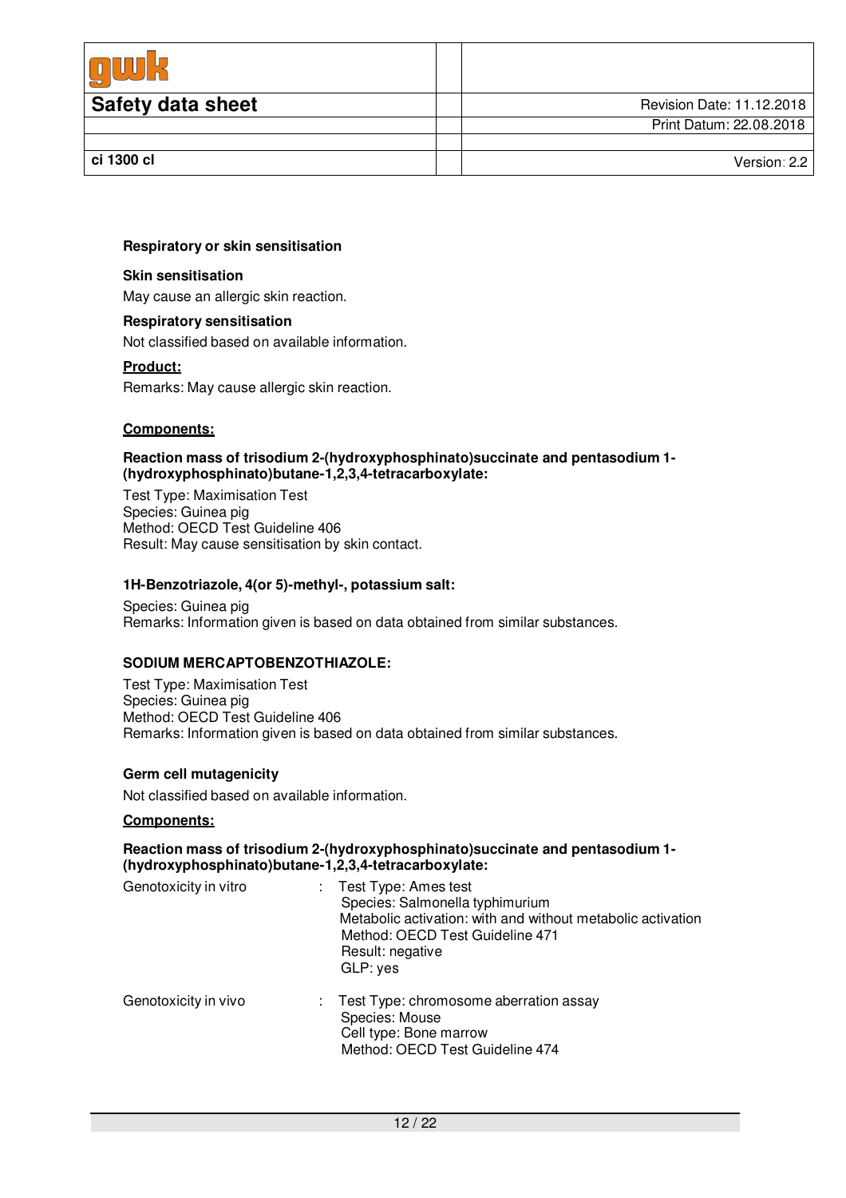**Respiratory or skin sensitisation**

**Skin sensitisation**

May cause an allergic skin reaction.

**Respiratory sensitisation**

Not classified based on available information.

**Product:**

Remarks: May cause allergic skin reaction.

**Components:**

**Reaction mass of trisodium 2-(hydroxyphosphinato)succinate and pentasodium 1-(hydroxyphosphinato)butane-1,2,3,4-tetracarboxylate:**

Test Type: Maximisation Test
Species: Guinea pig
Method: OECD Test Guideline 406
Result: May cause sensitisation by skin contact.

**1H-Benzotriazole, 4(or 5)-methyl-, potassium salt:**

Species: Guinea pig
Remarks: Information given is based on data obtained from similar substances.

**SODIUM MERCAPTOBENZOTHIAZOLE:**

Test Type: Maximisation Test
Species: Guinea pig
Method: OECD Test Guideline 406
Remarks: Information given is based on data obtained from similar substances.

**Germ cell mutagenicity**

Not classified based on available information.

**Components:**

**Reaction mass of trisodium 2-(hydroxyphosphinato)succinate and pentasodium 1-(hydroxyphosphinato)butane-1,2,3,4-tetracarboxylate:**

| | |
|---|---|
| Genotoxicity in vitro | : Test Type: Ames test<br>Species: Salmonella typhimurium<br>Metabolic activation: with and without metabolic activation<br>Method: OECD Test Guideline 471<br>Result: negative<br>GLP: yes |
| Genotoxicity in vivo | : Test Type: chromosome aberration assay<br>Species: Mouse<br>Cell type: Bone marrow<br>Method: OECD Test Guideline 474 |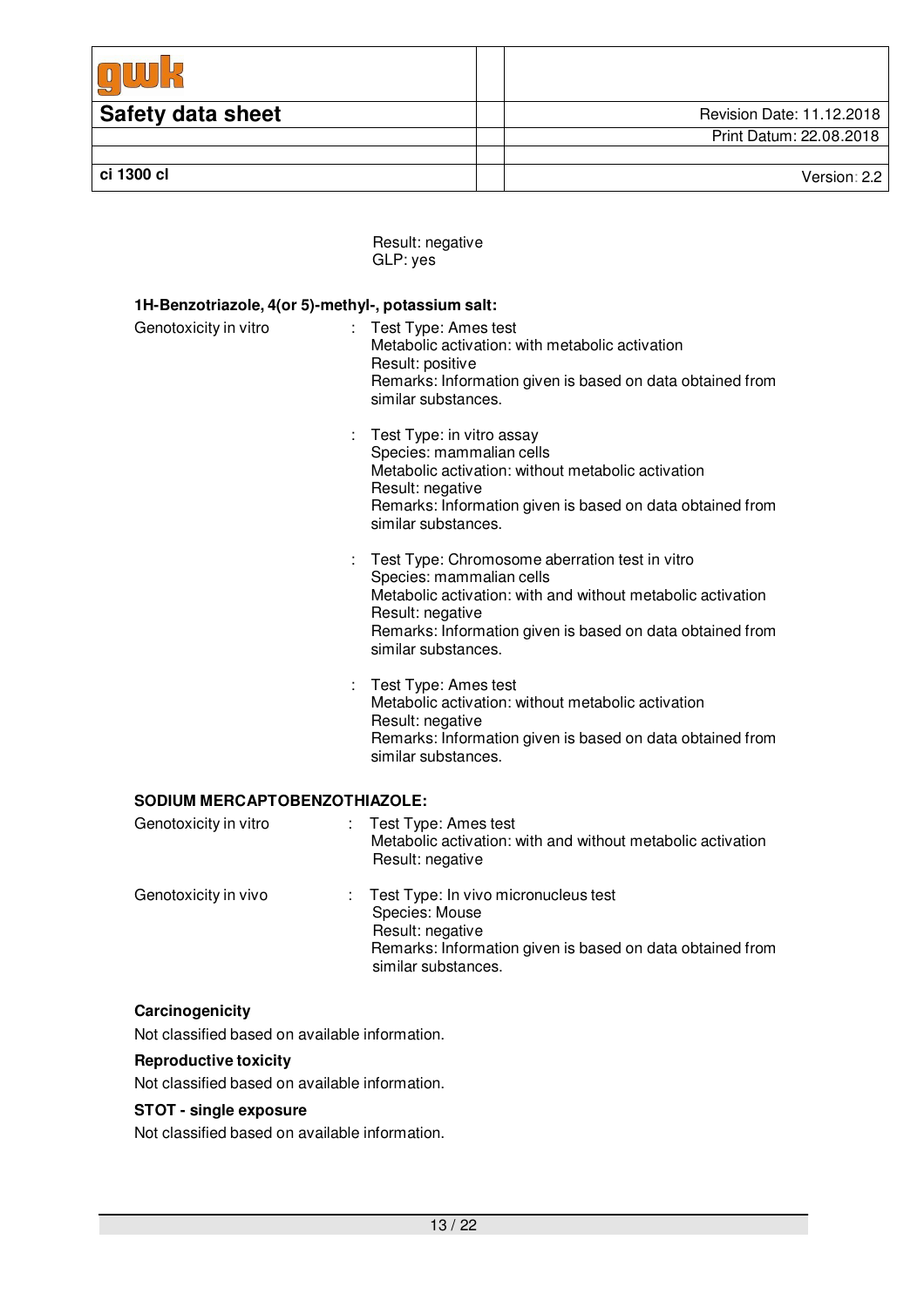Result: negative
GLP: yes

**1H-Benzotriazole, 4(or 5)-methyl-, potassium salt:**

Genotoxicity in vitro : Test Type: Ames test
Metabolic activation: with metabolic activation
Result: positive
Remarks: Information given is based on data obtained from similar substances.

: Test Type: in vitro assay
Species: mammalian cells
Metabolic activation: without metabolic activation
Result: negative
Remarks: Information given is based on data obtained from similar substances.

: Test Type: Chromosome aberration test in vitro
Species: mammalian cells
Metabolic activation: with and without metabolic activation
Result: negative
Remarks: Information given is based on data obtained from similar substances.

: Test Type: Ames test
Metabolic activation: without metabolic activation
Result: negative
Remarks: Information given is based on data obtained from similar substances.

**SODIUM MERCAPTOBENZOTHIAZOLE:**

Genotoxicity in vitro : Test Type: Ames test
Metabolic activation: with and without metabolic activation
Result: negative

Genotoxicity in vivo : Test Type: In vivo micronucleus test
Species: Mouse
Result: negative
Remarks: Information given is based on data obtained from similar substances.

**Carcinogenicity**

Not classified based on available information.

**Reproductive toxicity**

Not classified based on available information.

**STOT - single exposure**

Not classified based on available information.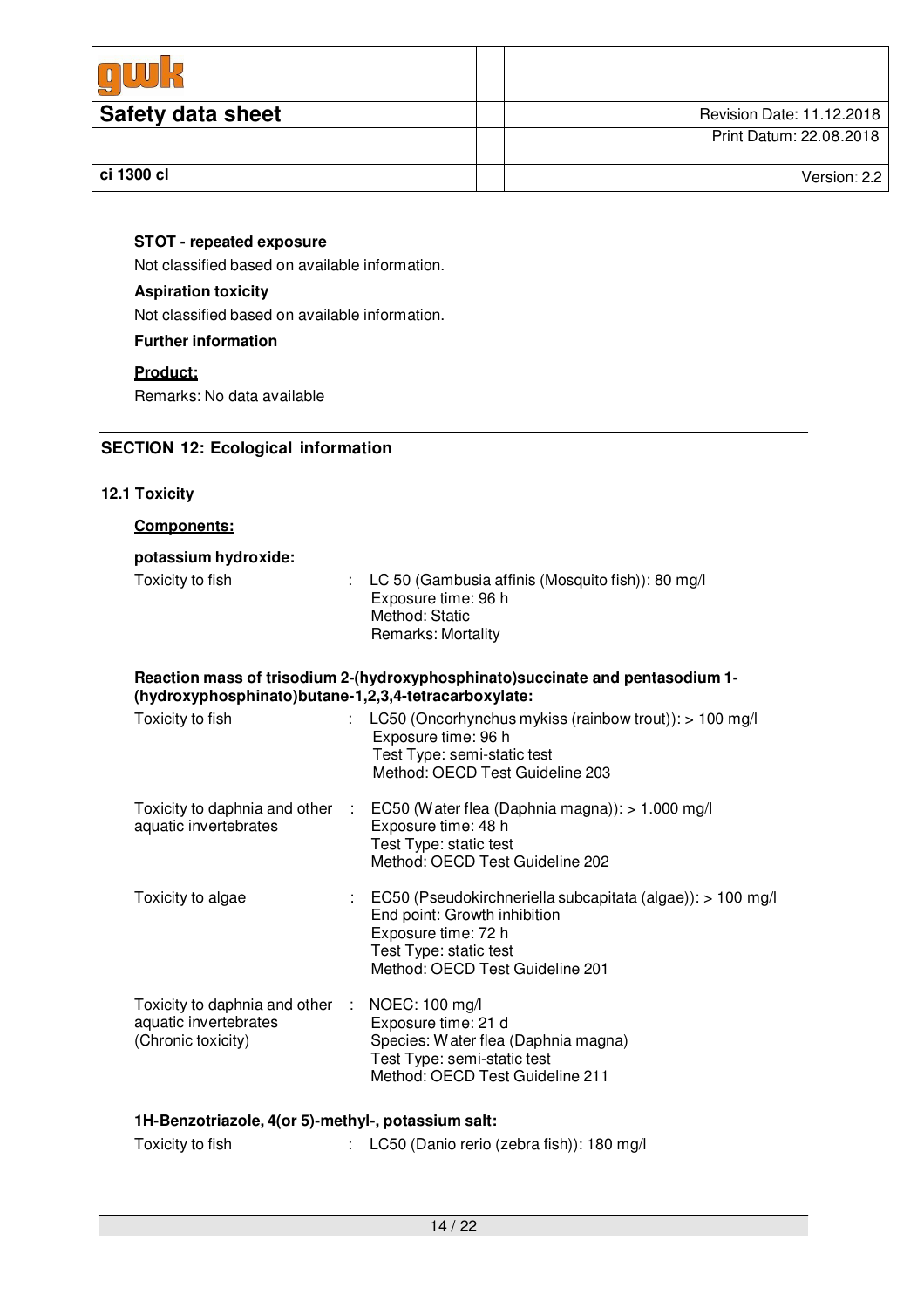**STOT - repeated exposure**

Not classified based on available information.

**Aspiration toxicity**

Not classified based on available information.

**Further information**

**Product:**

Remarks: No data available

## SECTION 12: Ecological information

### 12.1 Toxicity

**Components:**

**potassium hydroxide:**

Toxicity to fish : LC 50 (Gambusia affinis (Mosquito fish)): 80 mg/l
Exposure time: 96 h
Method: Static
Remarks: Mortality

**Reaction mass of trisodium 2-(hydroxyphosphinato)succinate and pentasodium 1-(hydroxyphosphinato)butane-1,2,3,4-tetracarboxylate:**

Toxicity to fish : LC50 (Oncorhynchus mykiss (rainbow trout)): > 100 mg/l
Exposure time: 96 h
Test Type: semi-static test
Method: OECD Test Guideline 203

Toxicity to daphnia and other aquatic invertebrates : EC50 (Water flea (Daphnia magna)): > 1.000 mg/l
Exposure time: 48 h
Test Type: static test
Method: OECD Test Guideline 202

Toxicity to algae : EC50 (Pseudokirchneriella subcapitata (algae)): > 100 mg/l
End point: Growth inhibition
Exposure time: 72 h
Test Type: static test
Method: OECD Test Guideline 201

Toxicity to daphnia and other aquatic invertebrates (Chronic toxicity) : NOEC: 100 mg/l
Exposure time: 21 d
Species: Water flea (Daphnia magna)
Test Type: semi-static test
Method: OECD Test Guideline 211

**1H-Benzotriazole, 4(or 5)-methyl-, potassium salt:**

Toxicity to fish : LC50 (Danio rerio (zebra fish)): 180 mg/l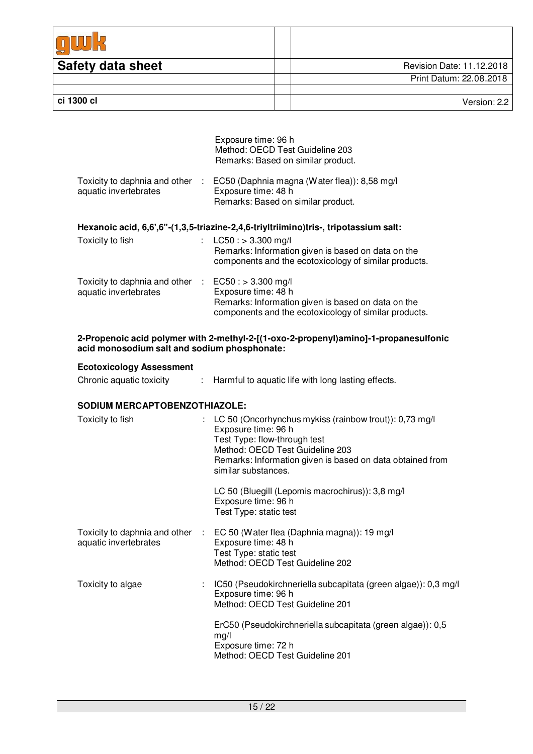Exposure time: 96 h
Method: OECD Test Guideline 203
Remarks: Based on similar product.

| | | |
|---|---|---|
| Toxicity to daphnia and other aquatic invertebrates | : | EC50 (Daphnia magna (Water flea)): 8,58 mg/l<br>Exposure time: 48 h<br>Remarks: Based on similar product. |

**Hexanoic acid, 6,6',6''-(1,3,5-triazine-2,4,6-triyltriimino)tris-, tripotassium salt:**

| | | |
|---|---|---|
| Toxicity to fish | : | LC50 : > 3.300 mg/l<br>Remarks: Information given is based on data on the components and the ecotoxicology of similar products. |
| Toxicity to daphnia and other aquatic invertebrates | : | EC50 : > 3.300 mg/l<br>Exposure time: 48 h<br>Remarks: Information given is based on data on the components and the ecotoxicology of similar products. |

**2-Propenoic acid polymer with 2-methyl-2-[(1-oxo-2-propenyl)amino]-1-propanesulfonic acid monosodium salt and sodium phosphonate:**

**Ecotoxicology Assessment**

| | | |
|---|---|---|
| Chronic aquatic toxicity | : | Harmful to aquatic life with long lasting effects. |

**SODIUM MERCAPTOBENZOTHIAZOLE:**

| | | |
|---|---|---|
| Toxicity to fish | : | LC 50 (Oncorhynchus mykiss (rainbow trout)): 0,73 mg/l<br>Exposure time: 96 h<br>Test Type: flow-through test<br>Method: OECD Test Guideline 203<br>Remarks: Information given is based on data obtained from similar substances.<br><br>LC 50 (Bluegill (Lepomis macrochirus)): 3,8 mg/l<br>Exposure time: 96 h<br>Test Type: static test |
| Toxicity to daphnia and other aquatic invertebrates | : | EC 50 (Water flea (Daphnia magna)): 19 mg/l<br>Exposure time: 48 h<br>Test Type: static test<br>Method: OECD Test Guideline 202 |
| Toxicity to algae | : | IC50 (Pseudokirchneriella subcapitata (green algae)): 0,3 mg/l<br>Exposure time: 96 h<br>Method: OECD Test Guideline 201<br><br>ErC50 (Pseudokirchneriella subcapitata (green algae)): 0,5 mg/l<br>Exposure time: 72 h<br>Method: OECD Test Guideline 201 |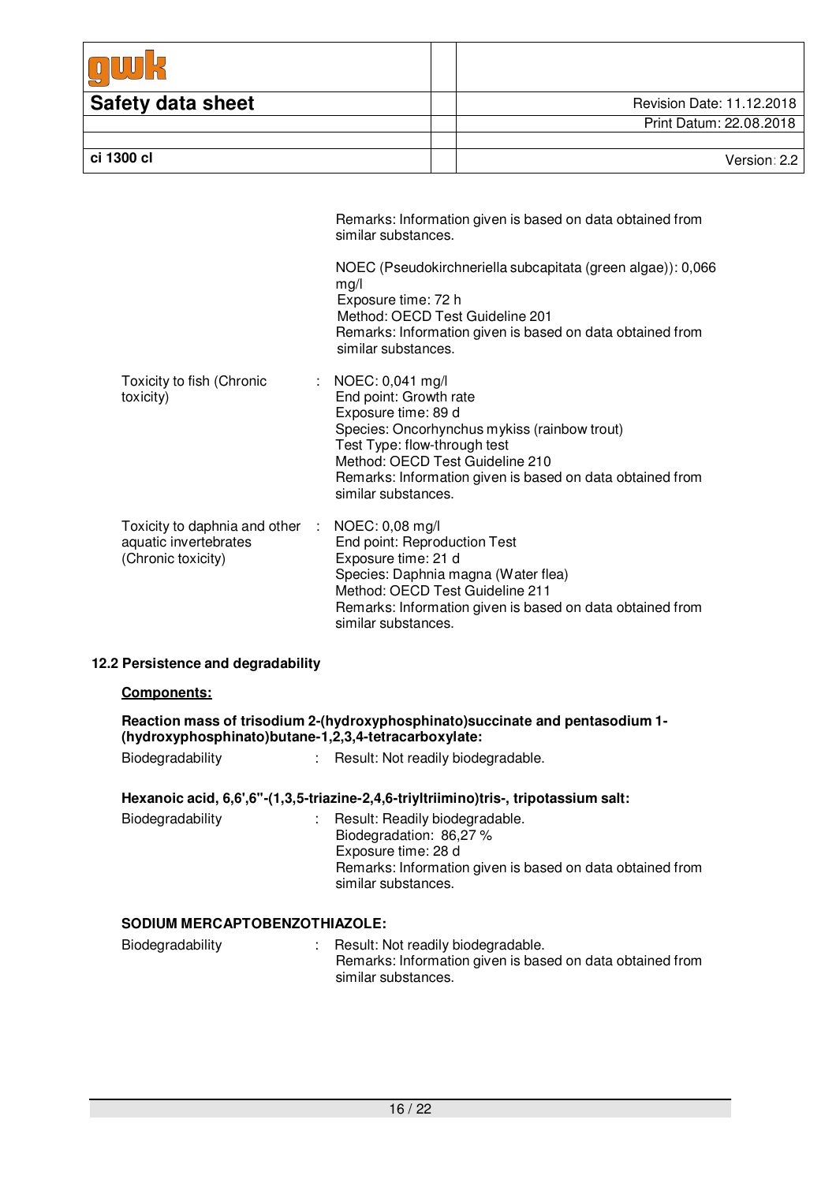Remarks: Information given is based on data obtained from similar substances.

NOEC (Pseudokirchneriella subcapitata (green algae)): 0,066 mg/l
Exposure time: 72 h
Method: OECD Test Guideline 201
Remarks: Information given is based on data obtained from similar substances.

Toxicity to fish (Chronic toxicity) : NOEC: 0,041 mg/l
End point: Growth rate
Exposure time: 89 d
Species: Oncorhynchus mykiss (rainbow trout)
Test Type: flow-through test
Method: OECD Test Guideline 210
Remarks: Information given is based on data obtained from similar substances.

Toxicity to daphnia and other aquatic invertebrates (Chronic toxicity) : NOEC: 0,08 mg/l
End point: Reproduction Test
Exposure time: 21 d
Species: Daphnia magna (Water flea)
Method: OECD Test Guideline 211
Remarks: Information given is based on data obtained from similar substances.

**12.2 Persistence and degradability**

**Components:**

**Reaction mass of trisodium 2-(hydroxyphosphinato)succinate and pentasodium 1-(hydroxyphosphinato)butane-1,2,3,4-tetracarboxylate:**

Biodegradability : Result: Not readily biodegradable.

**Hexanoic acid, 6,6',6''-(1,3,5-triazine-2,4,6-triyltriimino)tris-, tripotassium salt:**

Biodegradability : Result: Readily biodegradable.
Biodegradation: 86,27 %
Exposure time: 28 d
Remarks: Information given is based on data obtained from similar substances.

**SODIUM MERCAPTOBENZOTHIAZOLE:**

Biodegradability : Result: Not readily biodegradable.
Remarks: Information given is based on data obtained from similar substances.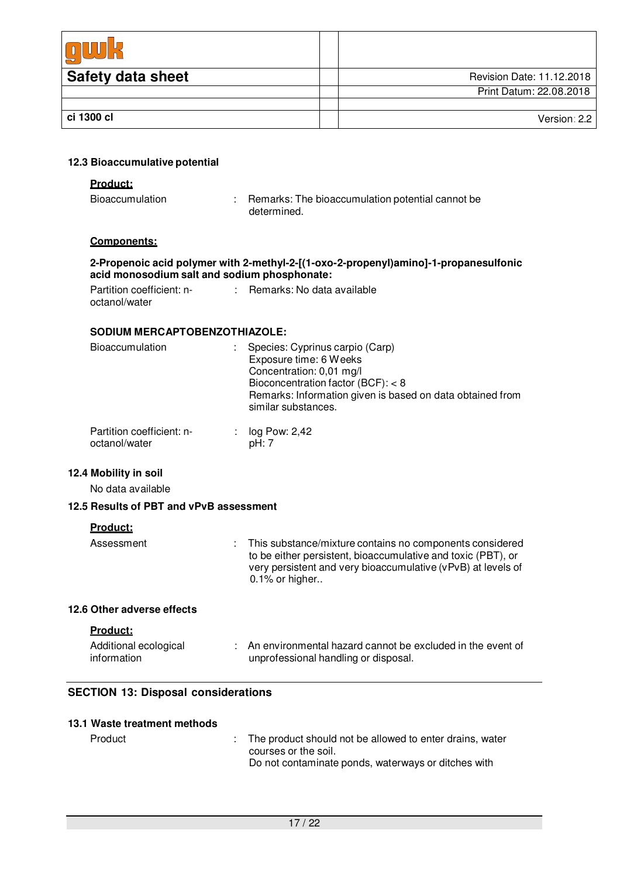### 12.3 Bioaccumulative potential

**Product:**

Bioaccumulation : Remarks: The bioaccumulation potential cannot be determined.

**Components:**

**2-Propenoic acid polymer with 2-methyl-2-[(1-oxo-2-propenyl)amino]-1-propanesulfonic acid monosodium salt and sodium phosphonate:**

Partition coefficient: n-octanol/water : Remarks: No data available

**SODIUM MERCAPTOBENZOTHIAZOLE:**

Bioaccumulation : Species: Cyprinus carpio (Carp)
Exposure time: 6 Weeks
Concentration: 0,01 mg/l
Bioconcentration factor (BCF): < 8
Remarks: Information given is based on data obtained from similar substances.

Partition coefficient: n-octanol/water : log Pow: 2,42
pH: 7

### 12.4 Mobility in soil

No data available

### 12.5 Results of PBT and vPvB assessment

**Product:**

Assessment : This substance/mixture contains no components considered to be either persistent, bioaccumulative and toxic (PBT), or very persistent and very bioaccumulative (vPvB) at levels of 0.1% or higher..

### 12.6 Other adverse effects

**Product:**

Additional ecological information : An environmental hazard cannot be excluded in the event of unprofessional handling or disposal.

## SECTION 13: Disposal considerations

### 13.1 Waste treatment methods

Product : The product should not be allowed to enter drains, water courses or the soil.
Do not contaminate ponds, waterways or ditches with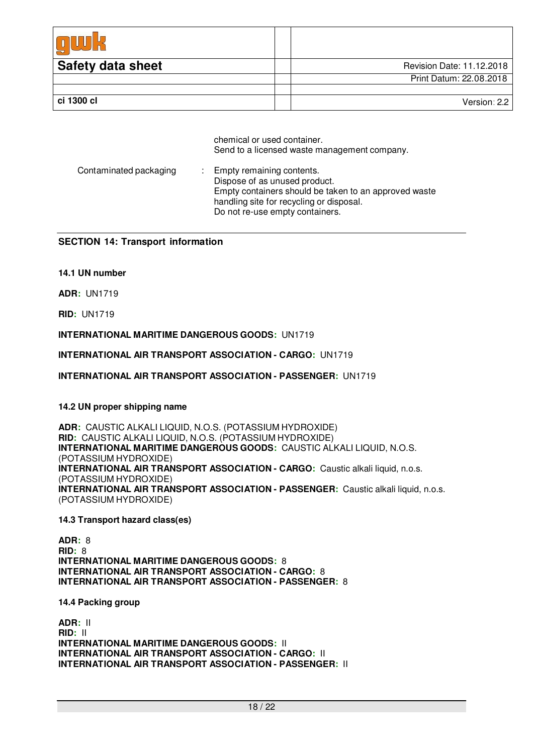chemical or used container.
Send to a licensed waste management company.

Contaminated packaging : Empty remaining contents.
Dispose of as unused product.
Empty containers should be taken to an approved waste handling site for recycling or disposal.
Do not re-use empty containers.

## SECTION 14: Transport information

### 14.1 UN number

**ADR:** UN1719

**RID:** UN1719

**INTERNATIONAL MARITIME DANGEROUS GOODS:** UN1719

**INTERNATIONAL AIR TRANSPORT ASSOCIATION - CARGO:** UN1719

**INTERNATIONAL AIR TRANSPORT ASSOCIATION - PASSENGER:** UN1719

### 14.2 UN proper shipping name

**ADR:** CAUSTIC ALKALI LIQUID, N.O.S. (POTASSIUM HYDROXIDE)
**RID:** CAUSTIC ALKALI LIQUID, N.O.S. (POTASSIUM HYDROXIDE)
**INTERNATIONAL MARITIME DANGEROUS GOODS:** CAUSTIC ALKALI LIQUID, N.O.S. (POTASSIUM HYDROXIDE)
**INTERNATIONAL AIR TRANSPORT ASSOCIATION - CARGO:** Caustic alkali liquid, n.o.s. (POTASSIUM HYDROXIDE)
**INTERNATIONAL AIR TRANSPORT ASSOCIATION - PASSENGER:** Caustic alkali liquid, n.o.s. (POTASSIUM HYDROXIDE)

### 14.3 Transport hazard class(es)

**ADR:** 8
**RID:** 8
**INTERNATIONAL MARITIME DANGEROUS GOODS:** 8
**INTERNATIONAL AIR TRANSPORT ASSOCIATION - CARGO:** 8
**INTERNATIONAL AIR TRANSPORT ASSOCIATION - PASSENGER:** 8

### 14.4 Packing group

**ADR:** II
**RID:** II
**INTERNATIONAL MARITIME DANGEROUS GOODS:** II
**INTERNATIONAL AIR TRANSPORT ASSOCIATION - CARGO:** II
**INTERNATIONAL AIR TRANSPORT ASSOCIATION - PASSENGER:** II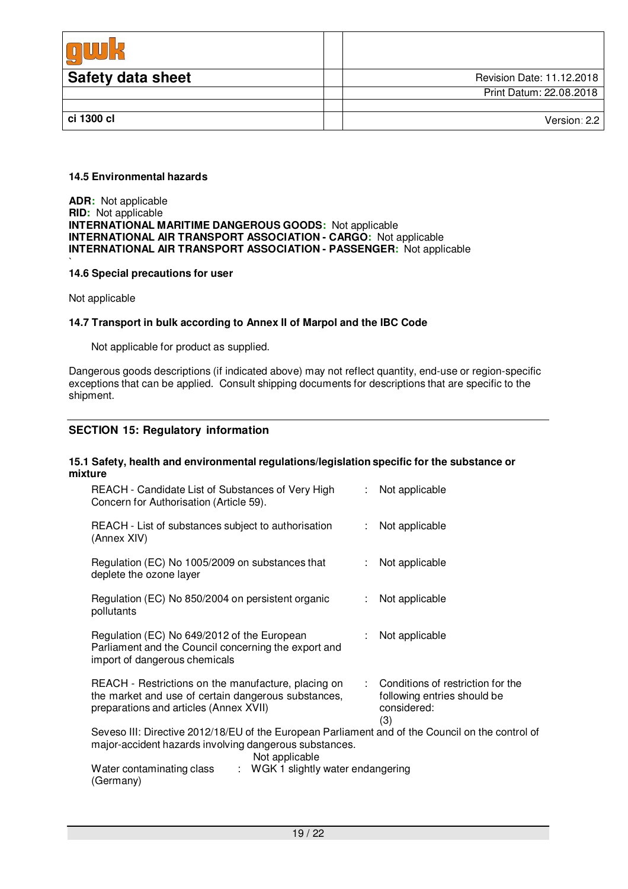**14.5 Environmental hazards**

**ADR:** Not applicable
**RID:** Not applicable
**INTERNATIONAL MARITIME DANGEROUS GOODS:** Not applicable
**INTERNATIONAL AIR TRANSPORT ASSOCIATION - CARGO:** Not applicable
**INTERNATIONAL AIR TRANSPORT ASSOCIATION - PASSENGER:** Not applicable
`

**14.6 Special precautions for user**

Not applicable

**14.7 Transport in bulk according to Annex II of Marpol and the IBC Code**

Not applicable for product as supplied.

Dangerous goods descriptions (if indicated above) may not reflect quantity, end-use or region-specific exceptions that can be applied. Consult shipping documents for descriptions that are specific to the shipment.

## SECTION 15: Regulatory information

**15.1 Safety, health and environmental regulations/legislation specific for the substance or mixture**

| | | |
|---|---|---|
| REACH - Candidate List of Substances of Very High Concern for Authorisation (Article 59). | : | Not applicable |
| REACH - List of substances subject to authorisation (Annex XIV) | : | Not applicable |
| Regulation (EC) No 1005/2009 on substances that deplete the ozone layer | : | Not applicable |
| Regulation (EC) No 850/2004 on persistent organic pollutants | : | Not applicable |
| Regulation (EC) No 649/2012 of the European Parliament and the Council concerning the export and import of dangerous chemicals | : | Not applicable |
| REACH - Restrictions on the manufacture, placing on the market and use of certain dangerous substances, preparations and articles (Annex XVII) | : | Conditions of restriction for the following entries should be considered: (3) |

Seveso III: Directive 2012/18/EU of the European Parliament and of the Council on the control of major-accident hazards involving dangerous substances.
Not applicable

Water contaminating class (Germany) : WGK 1 slightly water endangering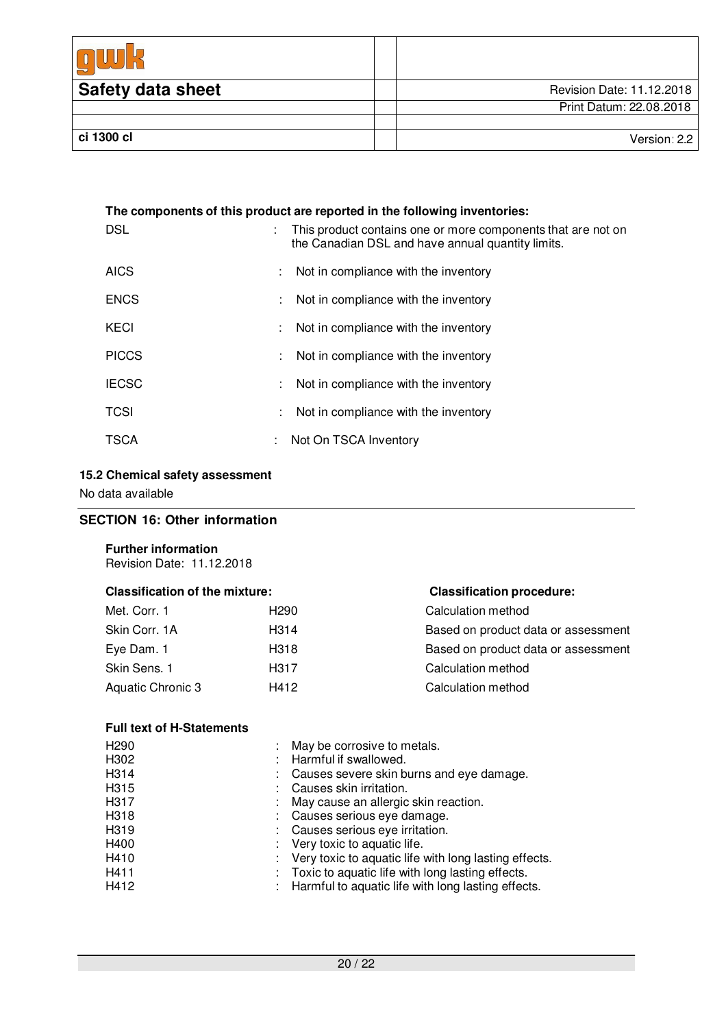**The components of this product are reported in the following inventories:**

| | | |
|---|---|---|
| DSL | : | This product contains one or more components that are not on the Canadian DSL and have annual quantity limits. |
| AICS | : | Not in compliance with the inventory |
| ENCS | : | Not in compliance with the inventory |
| KECI | : | Not in compliance with the inventory |
| PICCS | : | Not in compliance with the inventory |
| IECSC | : | Not in compliance with the inventory |
| TCSI | : | Not in compliance with the inventory |
| TSCA | : | Not On TSCA Inventory |

**15.2 Chemical safety assessment**

No data available

## SECTION 16: Other information

**Further information**

Revision Date: 11.12.2018

| **Classification of the mixture:** | | **Classification procedure:** |
|---|---|---|
| Met. Corr. 1 | H290 | Calculation method |
| Skin Corr. 1A | H314 | Based on product data or assessment |
| Eye Dam. 1 | H318 | Based on product data or assessment |
| Skin Sens. 1 | H317 | Calculation method |
| Aquatic Chronic 3 | H412 | Calculation method |

**Full text of H-Statements**

| | | |
|---|---|---|
| H290 | : | May be corrosive to metals. |
| H302 | : | Harmful if swallowed. |
| H314 | : | Causes severe skin burns and eye damage. |
| H315 | : | Causes skin irritation. |
| H317 | : | May cause an allergic skin reaction. |
| H318 | : | Causes serious eye damage. |
| H319 | : | Causes serious eye irritation. |
| H400 | : | Very toxic to aquatic life. |
| H410 | : | Very toxic to aquatic life with long lasting effects. |
| H411 | : | Toxic to aquatic life with long lasting effects. |
| H412 | : | Harmful to aquatic life with long lasting effects. |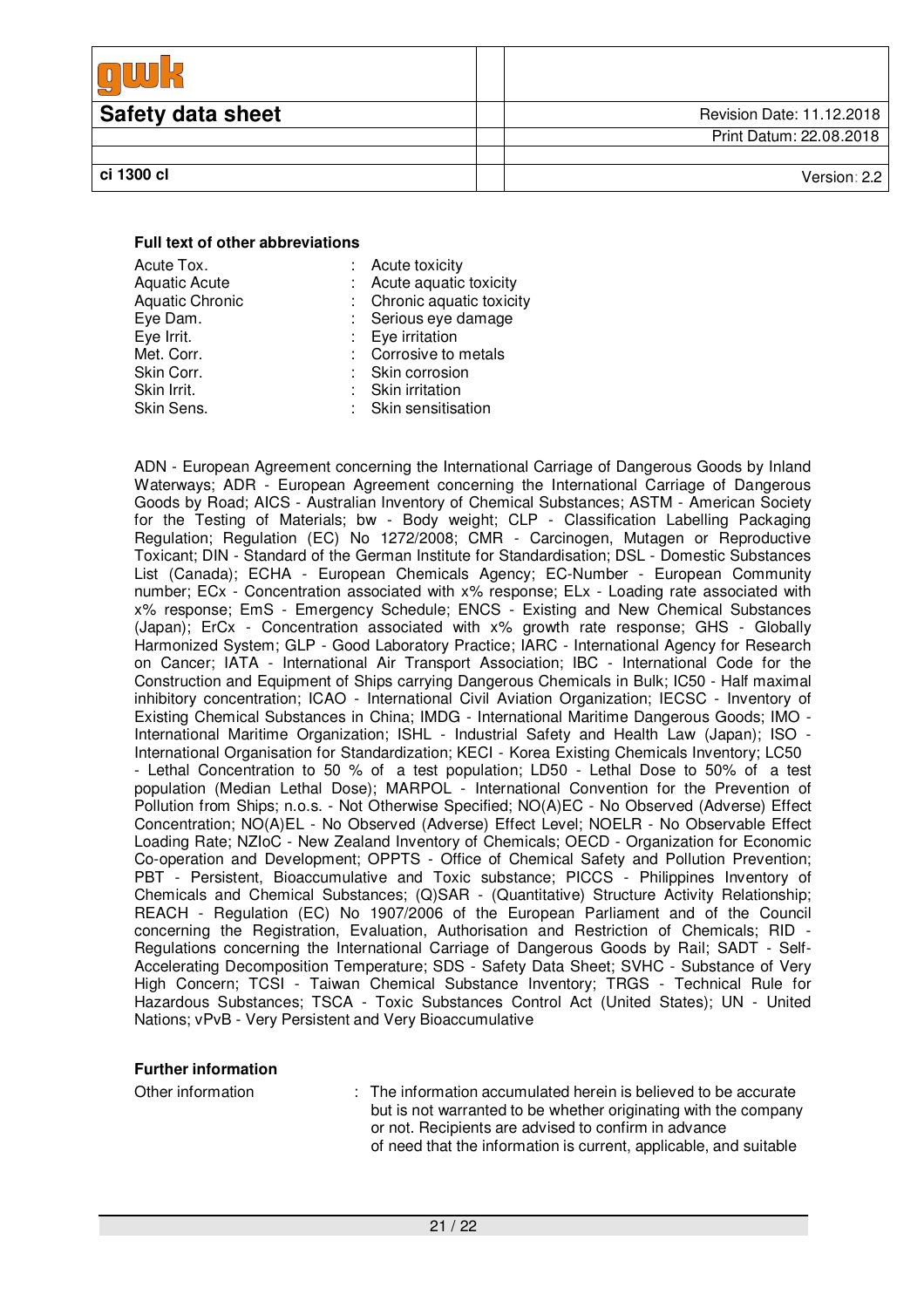### Full text of other abbreviations

| | | |
|---|---|---|
| Acute Tox. | : | Acute toxicity |
| Aquatic Acute | : | Acute aquatic toxicity |
| Aquatic Chronic | : | Chronic aquatic toxicity |
| Eye Dam. | : | Serious eye damage |
| Eye Irrit. | : | Eye irritation |
| Met. Corr. | : | Corrosive to metals |
| Skin Corr. | : | Skin corrosion |
| Skin Irrit. | : | Skin irritation |
| Skin Sens. | : | Skin sensitisation |

ADN - European Agreement concerning the International Carriage of Dangerous Goods by Inland Waterways; ADR - European Agreement concerning the International Carriage of Dangerous Goods by Road; AICS - Australian Inventory of Chemical Substances; ASTM - American Society for the Testing of Materials; bw - Body weight; CLP - Classification Labelling Packaging Regulation; Regulation (EC) No 1272/2008; CMR - Carcinogen, Mutagen or Reproductive Toxicant; DIN - Standard of the German Institute for Standardisation; DSL - Domestic Substances List (Canada); ECHA - European Chemicals Agency; EC-Number - European Community number; ECx - Concentration associated with x% response; ELx - Loading rate associated with x% response; EmS - Emergency Schedule; ENCS - Existing and New Chemical Substances (Japan); ErCx - Concentration associated with x% growth rate response; GHS - Globally Harmonized System; GLP - Good Laboratory Practice; IARC - International Agency for Research on Cancer; IATA - International Air Transport Association; IBC - International Code for the Construction and Equipment of Ships carrying Dangerous Chemicals in Bulk; IC50 - Half maximal inhibitory concentration; ICAO - International Civil Aviation Organization; IECSC - Inventory of Existing Chemical Substances in China; IMDG - International Maritime Dangerous Goods; IMO - International Maritime Organization; ISHL - Industrial Safety and Health Law (Japan); ISO - International Organisation for Standardization; KECI - Korea Existing Chemicals Inventory; LC50 - Lethal Concentration to 50 % of a test population; LD50 - Lethal Dose to 50% of a test population (Median Lethal Dose); MARPOL - International Convention for the Prevention of Pollution from Ships; n.o.s. - Not Otherwise Specified; NO(A)EC - No Observed (Adverse) Effect Concentration; NO(A)EL - No Observed (Adverse) Effect Level; NOELR - No Observable Effect Loading Rate; NZIoC - New Zealand Inventory of Chemicals; OECD - Organization for Economic Co-operation and Development; OPPTS - Office of Chemical Safety and Pollution Prevention; PBT - Persistent, Bioaccumulative and Toxic substance; PICCS - Philippines Inventory of Chemicals and Chemical Substances; (Q)SAR - (Quantitative) Structure Activity Relationship; REACH - Regulation (EC) No 1907/2006 of the European Parliament and of the Council concerning the Registration, Evaluation, Authorisation and Restriction of Chemicals; RID - Regulations concerning the International Carriage of Dangerous Goods by Rail; SADT - Self-Accelerating Decomposition Temperature; SDS - Safety Data Sheet; SVHC - Substance of Very High Concern; TCSI - Taiwan Chemical Substance Inventory; TRGS - Technical Rule for Hazardous Substances; TSCA - Toxic Substances Control Act (United States); UN - United Nations; vPvB - Very Persistent and Very Bioaccumulative

### Further information

| | | |
|---|---|---|
| Other information | : | The information accumulated herein is believed to be accurate but is not warranted to be whether originating with the company or not. Recipients are advised to confirm in advance of need that the information is current, applicable, and suitable |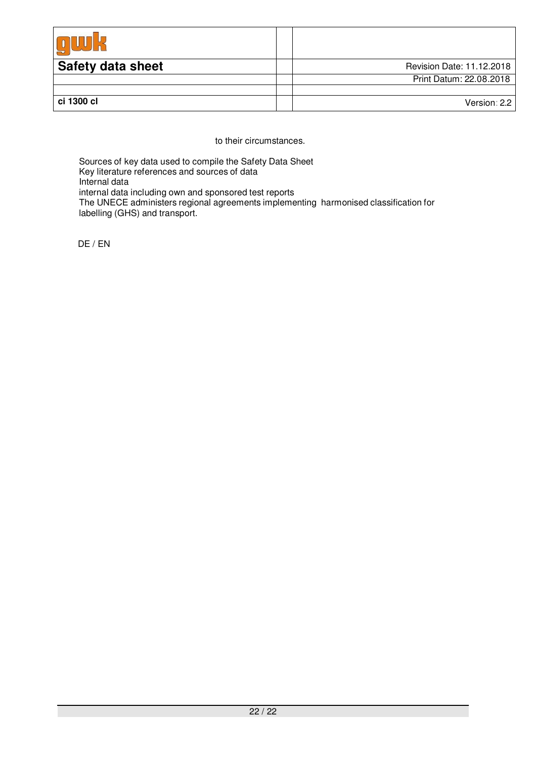to their circumstances.

Sources of key data used to compile the Safety Data Sheet
Key literature references and sources of data
Internal data
internal data including own and sponsored test reports
The UNECE administers regional agreements implementing harmonised classification for labelling (GHS) and transport.

DE / EN